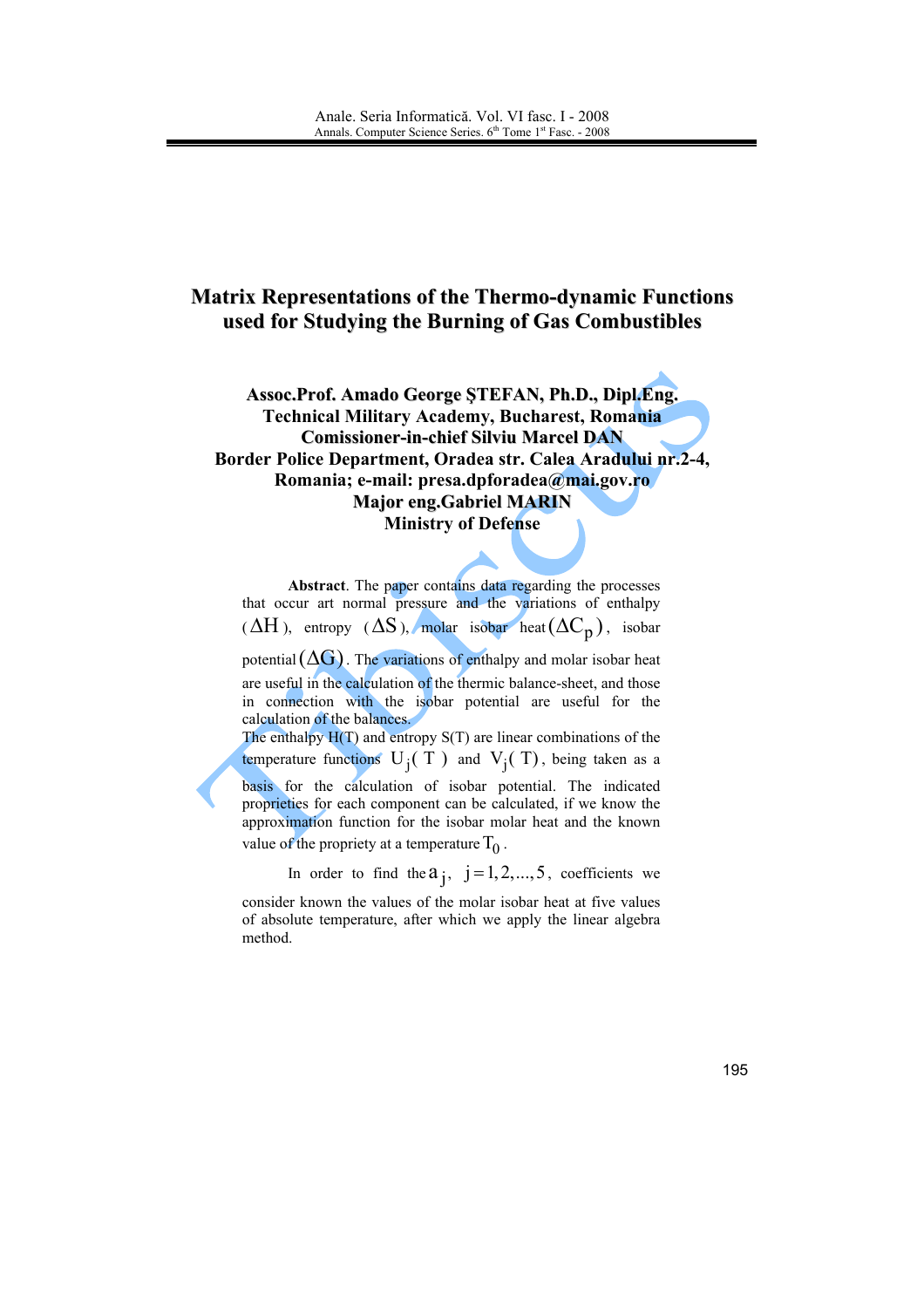# Matrix Representations of the Thermo-dynamic Functions used for Studying the Burning of Gas Combustibles

**Assoc.Prof. Amado George ŞTEFAN, Ph.D., Dipl.Eng.**
**Technical Military Academy, Bucharest, Romania**
**Comissioner-in-chief Silviu Marcel DAN**
**Border Police Department, Oradea str. Calea Aradului nr.2-4, Romania; e-mail: presa.dpforadea@mai.gov.ro**
**Major eng.Gabriel MARIN**
**Ministry of Defense**

**Abstract**. The paper contains data regarding the processes that occur art normal pressure and the variations of enthalpy ($\Delta H$), entropy ($\Delta S$), molar isobar heat $(\Delta C_p)$, isobar potential $(\Delta G)$. The variations of enthalpy and molar isobar heat are useful in the calculation of the thermic balance-sheet, and those in connection with the isobar potential are useful for the calculation of the balances.

The enthalpy H(T) and entropy S(T) are linear combinations of the temperature functions $U_j(T)$ and $V_j(T)$, being taken as a basis for the calculation of isobar potential. The indicated proprieties for each component can be calculated, if we know the approximation function for the isobar molar heat and the known value of the propriety at a temperature $T_0$.

In order to find the $a_j$, $j = 1, 2, ..., 5$, coefficients we consider known the values of the molar isobar heat at five values of absolute temperature, after which we apply the linear algebra method.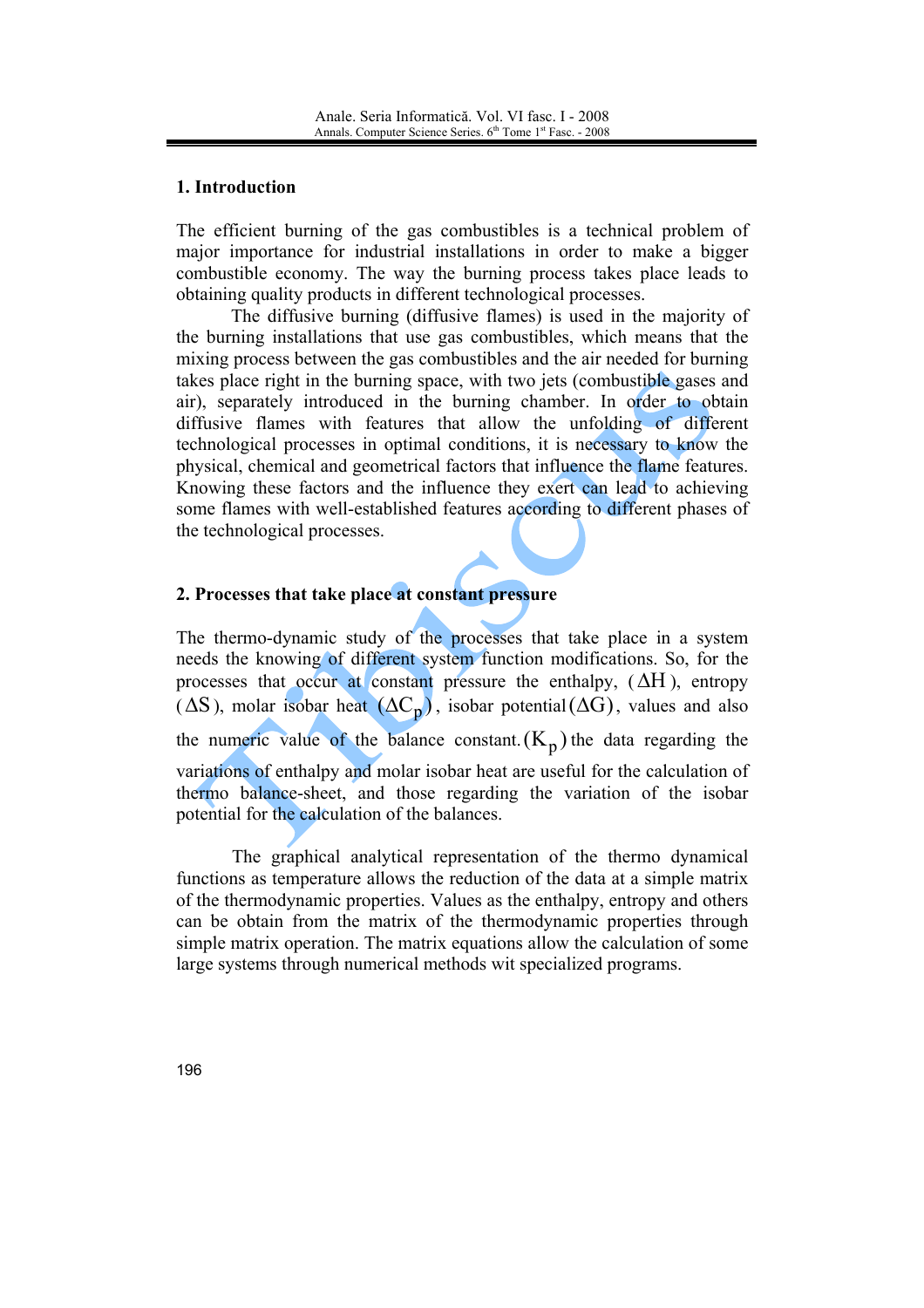## 1. Introduction

The efficient burning of the gas combustibles is a technical problem of major importance for industrial installations in order to make a bigger combustible economy. The way the burning process takes place leads to obtaining quality products in different technological processes.

The diffusive burning (diffusive flames) is used in the majority of the burning installations that use gas combustibles, which means that the mixing process between the gas combustibles and the air needed for burning takes place right in the burning space, with two jets (combustible gases and air), separately introduced in the burning chamber. In order to obtain diffusive flames with features that allow the unfolding of different technological processes in optimal conditions, it is necessary to know the physical, chemical and geometrical factors that influence the flame features. Knowing these factors and the influence they exert can lead to achieving some flames with well-established features according to different phases of the technological processes.

## 2. Processes that take place at constant pressure

The thermo-dynamic study of the processes that take place in a system needs the knowing of different system function modifications. So, for the processes that occur at constant pressure the enthalpy, ($\Delta H$), entropy ($\Delta S$), molar isobar heat $(\Delta C_p)$, isobar potential $(\Delta G)$, values and also the numeric value of the balance constant. $(K_p)$ the data regarding the variations of enthalpy and molar isobar heat are useful for the calculation of thermo balance-sheet, and those regarding the variation of the isobar potential for the calculation of the balances.

The graphical analytical representation of the thermo dynamical functions as temperature allows the reduction of the data at a simple matrix of the thermodynamic properties. Values as the enthalpy, entropy and others can be obtain from the matrix of the thermodynamic properties through simple matrix operation. The matrix equations allow the calculation of some large systems through numerical methods wit specialized programs.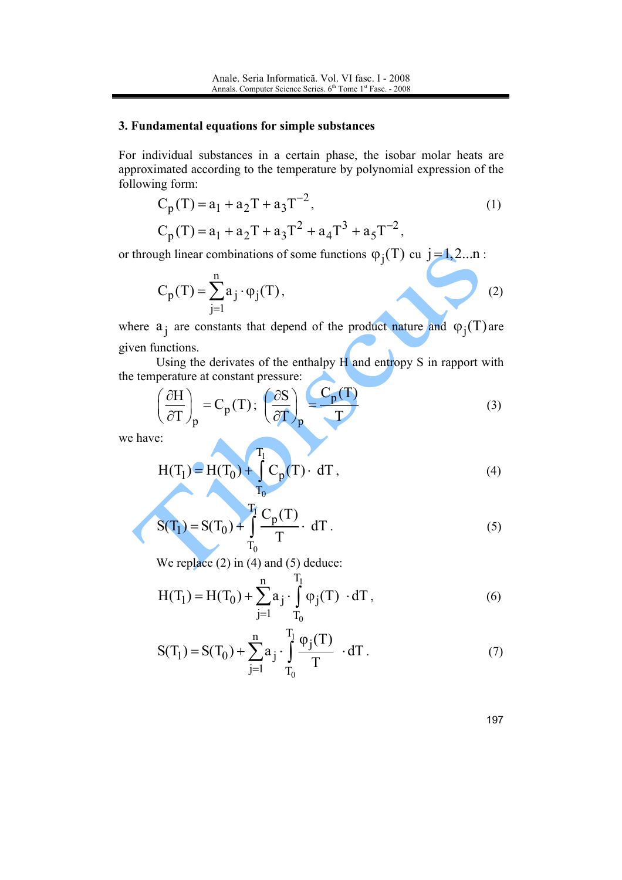## 3. Fundamental equations for simple substances

For individual substances in a certain phase, the isobar molar heats are approximated according to the temperature by polynomial expression of the following form:

$$C_p(T) = a_1 + a_2 T + a_3 T^{-2}, \tag{1}$$

$$C_p(T) = a_1 + a_2 T + a_3 T^2 + a_4 T^3 + a_5 T^{-2},$$

or through linear combinations of some functions $\varphi_j(T)$ cu $j = 1, 2 ... n$ :

$$C_p(T) = \sum_{j=1}^{n} a_j \cdot \varphi_j(T), \tag{2}$$

where $a_j$ are constants that depend of the product nature and $\varphi_j(T)$ are given functions.

Using the derivates of the enthalpy H and entropy S in rapport with the temperature at constant pressure:

$$\left(\frac{\partial H}{\partial T}\right)_p = C_p(T); \quad \left(\frac{\partial S}{\partial T}\right)_p = \frac{C_p(T)}{T} \tag{3}$$

we have:

$$H(T_1) = H(T_0) + \int_{T_0}^{T_1} C_p(T) \cdot dT, \tag{4}$$

$$S(T_1) = S(T_0) + \int_{T_0}^{T_1} \frac{C_p(T)}{T} \cdot dT. \tag{5}$$

We replace (2) in (4) and (5) deduce:

$$H(T_1) = H(T_0) + \sum_{j=1}^{n} a_j \cdot \int_{T_0}^{T_1} \varphi_j(T) \cdot dT, \tag{6}$$

$$S(T_1) = S(T_0) + \sum_{j=1}^{n} a_j \cdot \int_{T_0}^{T_1} \frac{\varphi_j(T)}{T} \cdot dT. \tag{7}$$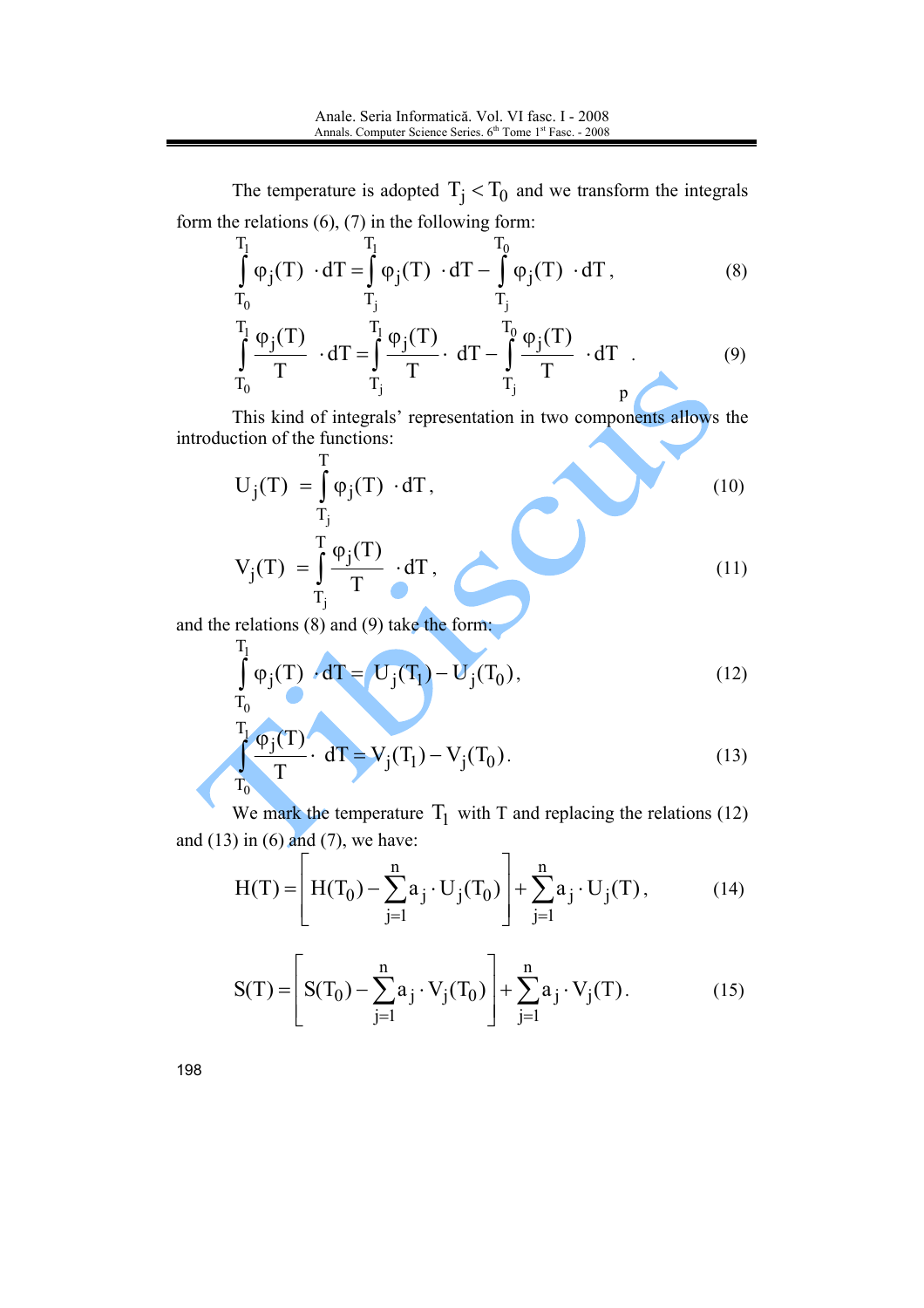The temperature is adopted $T_j < T_0$ and we transform the integrals form the relations (6), (7) in the following form:

$$\int_{T_0}^{T_1} \varphi_j(T) \cdot dT = \int_{T_j}^{T_1} \varphi_j(T) \cdot dT - \int_{T_j}^{T_0} \varphi_j(T) \cdot dT, \tag{8}$$

$$\int_{T_0}^{T_1} \frac{\varphi_j(T)}{T} \cdot dT = \int_{T_j}^{T_1} \frac{\varphi_j(T)}{T} \cdot dT - \int_{T_j}^{T_0} \frac{\varphi_j(T)}{T} \cdot dT. \tag{9}$$

This kind of integrals' representation in two components allows the introduction of the functions:

$$U_j(T) = \int_{T_j}^{T} \varphi_j(T) \cdot dT, \tag{10}$$

$$V_j(T) = \int_{T_j}^{T} \frac{\varphi_j(T)}{T} \cdot dT, \tag{11}$$

and the relations (8) and (9) take the form:

$$\int_{T_0}^{T_1} \varphi_j(T) \cdot dT = U_j(T_1) - U_j(T_0), \tag{12}$$

$$\int_{T_0}^{T_1} \frac{\varphi_j(T)}{T} \cdot dT = V_j(T_1) - V_j(T_0). \tag{13}$$

We mark the temperature $T_1$ with T and replacing the relations (12) and (13) in (6) and (7), we have:

$$H(T) = \left[ H(T_0) - \sum_{j=1}^{n} a_j \cdot U_j(T_0) \right] + \sum_{j=1}^{n} a_j \cdot U_j(T), \tag{14}$$

$$S(T) = \left[ S(T_0) - \sum_{j=1}^{n} a_j \cdot V_j(T_0) \right] + \sum_{j=1}^{n} a_j \cdot V_j(T). \tag{15}$$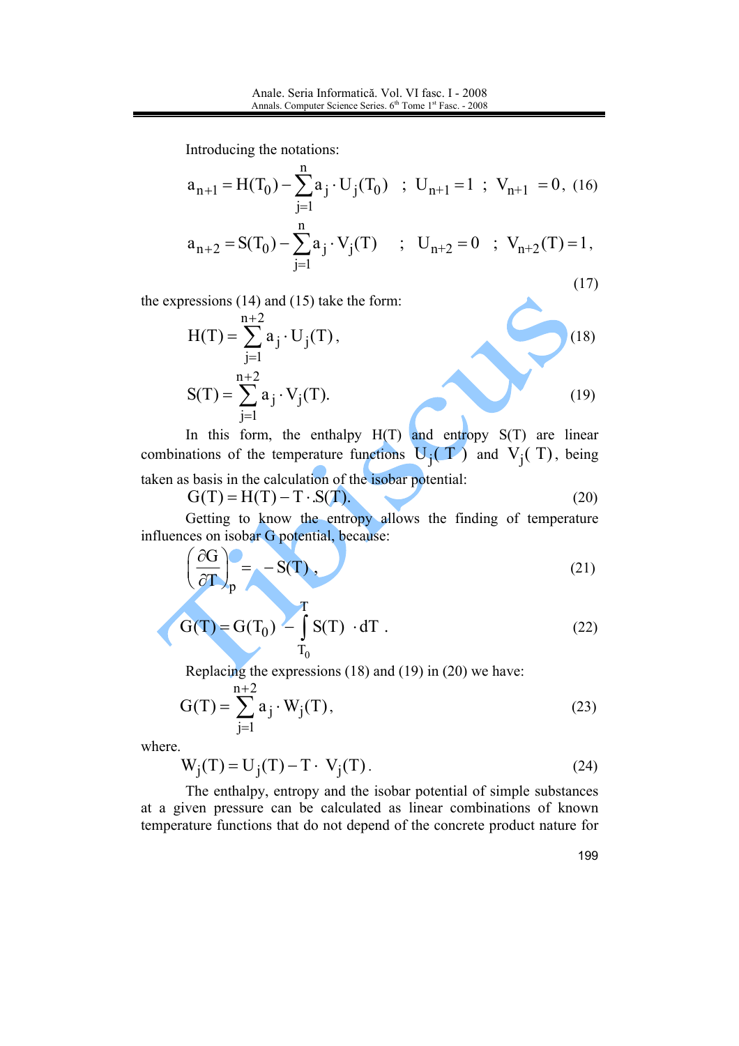Introducing the notations:

$$a_{n+1} = H(T_0) - \sum_{j=1}^{n} a_j \cdot U_j(T_0) \quad ; \quad U_{n+1} = 1 \quad ; \quad V_{n+1} = 0, \tag{16}$$

$$a_{n+2} = S(T_0) - \sum_{j=1}^{n} a_j \cdot V_j(T) \quad ; \quad U_{n+2} = 0 \quad ; \quad V_{n+2}(T) = 1, \tag{17}$$

the expressions (14) and (15) take the form:

$$H(T) = \sum_{j=1}^{n+2} a_j \cdot U_j(T), \tag{18}$$

$$S(T) = \sum_{j=1}^{n+2} a_j \cdot V_j(T). \tag{19}$$

In this form, the enthalpy H(T) and entropy S(T) are linear combinations of the temperature functions $U_j(T)$ and $V_j(T)$, being taken as basis in the calculation of the isobar potential:

$$G(T) = H(T) - T \cdot S(T). \tag{20}$$

Getting to know the entropy allows the finding of temperature influences on isobar G potential, because:

$$\left(\frac{\partial G}{\partial T}\right)_p = -S(T), \tag{21}$$

$$G(T) = G(T_0) - \int_{T_0}^{T} S(T) \cdot dT . \tag{22}$$

Replacing the expressions (18) and (19) in (20) we have:

$$G(T) = \sum_{j=1}^{n+2} a_j \cdot W_j(T), \tag{23}$$

where.

$$W_j(T) = U_j(T) - T \cdot V_j(T). \tag{24}$$

The enthalpy, entropy and the isobar potential of simple substances at a given pressure can be calculated as linear combinations of known temperature functions that do not depend of the concrete product nature for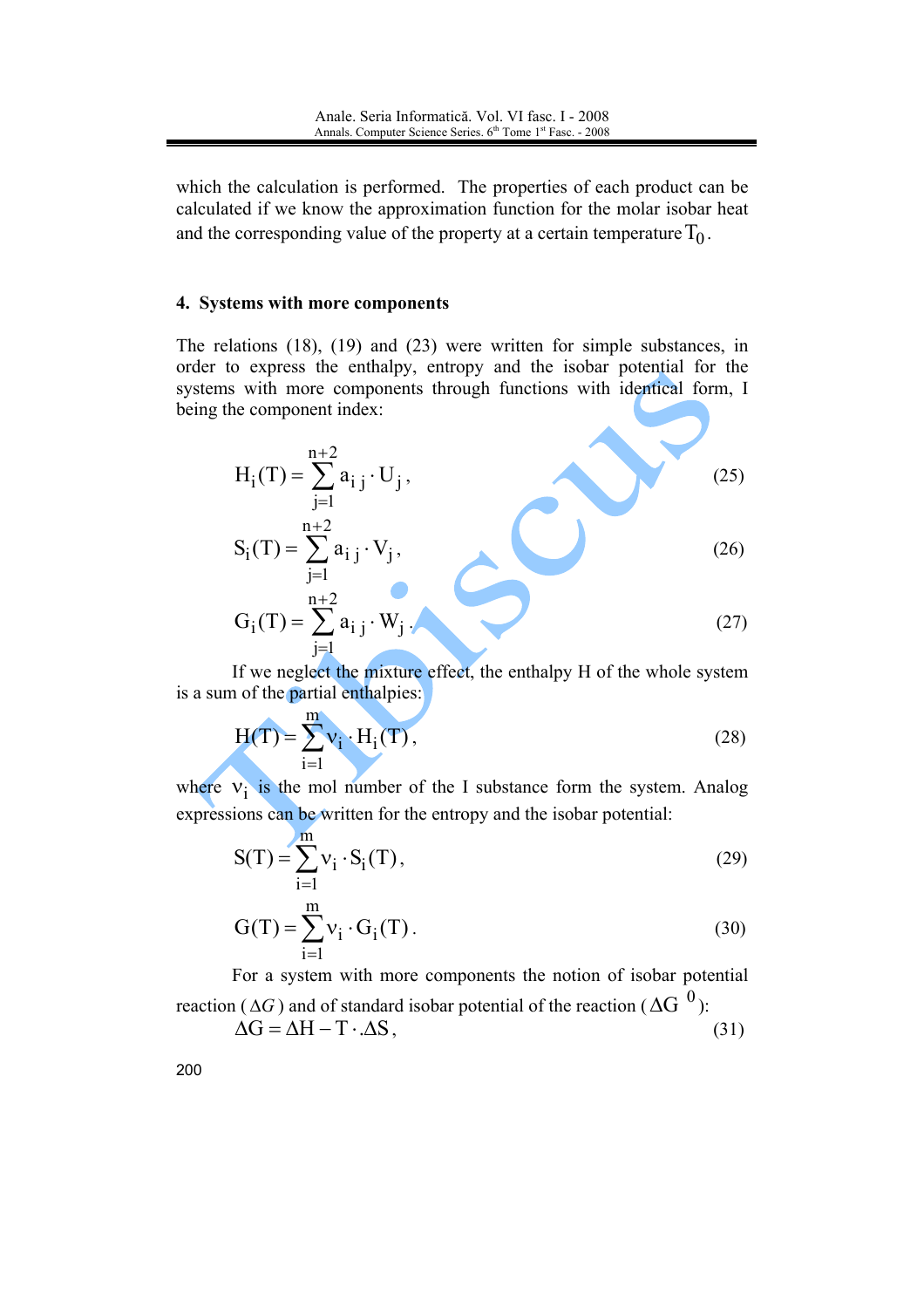which the calculation is performed. The properties of each product can be calculated if we know the approximation function for the molar isobar heat and the corresponding value of the property at a certain temperature $T_0$.

## 4. Systems with more components

The relations (18), (19) and (23) were written for simple substances, in order to express the enthalpy, entropy and the isobar potential for the systems with more components through functions with identical form, I being the component index:

$$H_i(T) = \sum_{j=1}^{n+2} a_{ij} \cdot U_j , \tag{25}$$

$$S_i(T) = \sum_{j=1}^{n+2} a_{ij} \cdot V_j , \tag{26}$$

$$G_i(T) = \sum_{j=1}^{n+2} a_{ij} \cdot W_j . \tag{27}$$

If we neglect the mixture effect, the enthalpy H of the whole system is a sum of the partial enthalpies:

$$H(T) = \sum_{i=1}^{m} \nu_i \cdot H_i(T) , \tag{28}$$

where $\nu_i$ is the mol number of the I substance form the system. Analog expressions can be written for the entropy and the isobar potential:

$$S(T) = \sum_{i=1}^{m} \nu_i \cdot S_i(T) , \tag{29}$$

$$G(T) = \sum_{i=1}^{m} \nu_i \cdot G_i(T) . \tag{30}$$

For a system with more components the notion of isobar potential reaction ($\Delta G$) and of standard isobar potential of the reaction ($\Delta G^{0}$):

$$\Delta G = \Delta H - T \cdot \Delta S , \tag{31}$$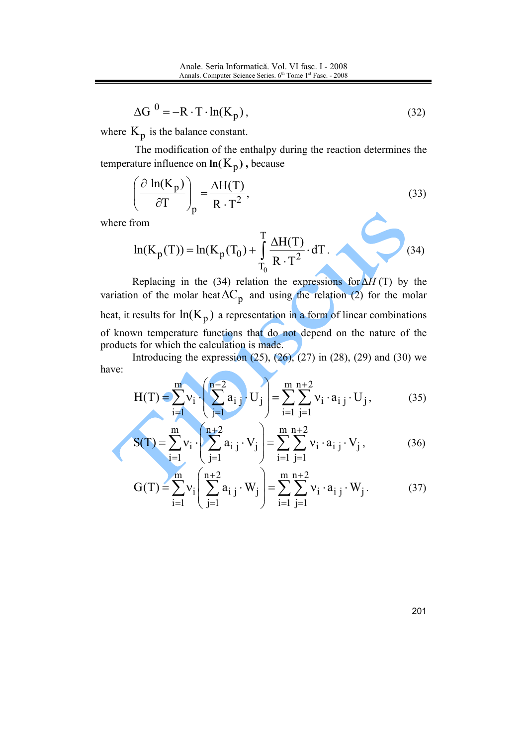$$\Delta G^{0} = -R \cdot T \cdot \ln(K_p), \tag{32}$$

where $K_p$ is the balance constant.

The modification of the enthalpy during the reaction determines the temperature influence on **ln(**$K_p$**)**, because

$$\left(\frac{\partial \ln(K_p)}{\partial T}\right)_p = \frac{\Delta H(T)}{R \cdot T^2}, \tag{33}$$

where from

$$\ln(K_p(T)) = \ln(K_p(T_0)) + \int_{T_0}^{T} \frac{\Delta H(T)}{R \cdot T^2} \cdot dT. \tag{34}$$

Replacing in the (34) relation the expressions for $\Delta H$ (T) by the variation of the molar heat $\Delta C_p$ and using the relation (2) for the molar heat, it results for $\ln(K_p)$ a representation in a form of linear combinations of known temperature functions that do not depend on the nature of the products for which the calculation is made.

Introducing the expression (25), (26), (27) in (28), (29) and (30) we have:

$$H(T) = \sum_{i=1}^{m} \nu_i \cdot \left(\sum_{j=1}^{n+2} a_{ij} \cdot U_j\right) = \sum_{i=1}^{m} \sum_{j=1}^{n+2} \nu_i \cdot a_{ij} \cdot U_j, \tag{35}$$

$$S(T) = \sum_{i=1}^{m} \nu_i \cdot \left(\sum_{j=1}^{n+2} a_{ij} \cdot V_j\right) = \sum_{i=1}^{m} \sum_{j=1}^{n+2} \nu_i \cdot a_{ij} \cdot V_j, \tag{36}$$

$$G(T) = \sum_{i=1}^{m} \nu_i \left(\sum_{j=1}^{n+2} a_{ij} \cdot W_j\right) = \sum_{i=1}^{m} \sum_{j=1}^{n+2} \nu_i \cdot a_{ij} \cdot W_j. \tag{37}$$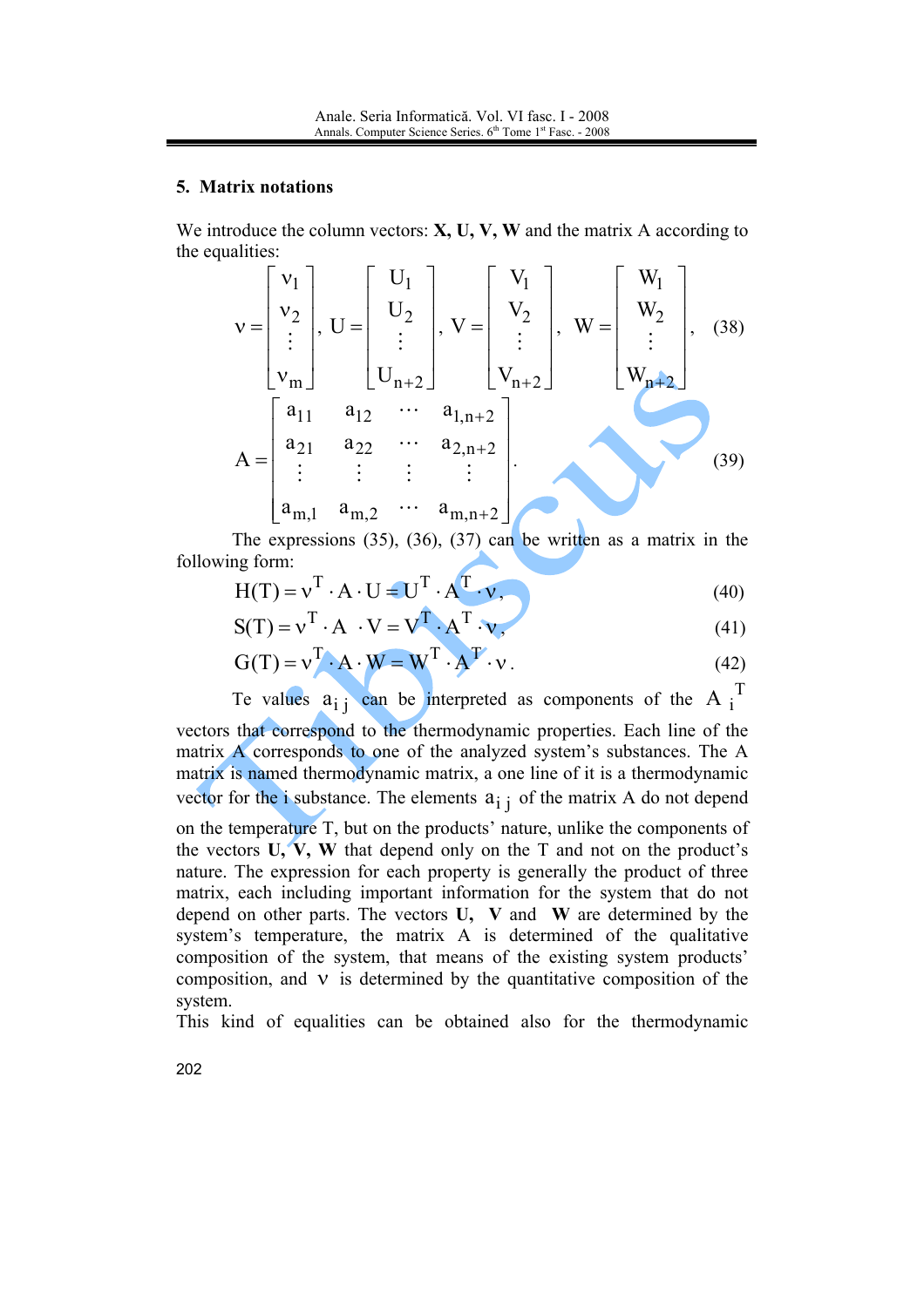## 5. Matrix notations

We introduce the column vectors: **X, U, V, W** and the matrix A according to the equalities:

$$\nu = \begin{bmatrix} \nu_1 \\ \nu_2 \\ \vdots \\ \nu_m \end{bmatrix}, \; U = \begin{bmatrix} U_1 \\ U_2 \\ \vdots \\ U_{n+2} \end{bmatrix}, \; V = \begin{bmatrix} V_1 \\ V_2 \\ \vdots \\ V_{n+2} \end{bmatrix}, \; W = \begin{bmatrix} W_1 \\ W_2 \\ \vdots \\ W_{n+2} \end{bmatrix}, \quad (38)$$

$$A = \begin{bmatrix} a_{11} & a_{12} & \cdots & a_{1,n+2} \\ a_{21} & a_{22} & \cdots & a_{2,n+2} \\ \vdots & \vdots & \vdots & \vdots \\ a_{m,1} & a_{m,2} & \cdots & a_{m,n+2} \end{bmatrix}. \quad (39)$$

The expressions (35), (36), (37) can be written as a matrix in the following form:

$$H(T) = \nu^T \cdot A \cdot U = U^T \cdot A^T \cdot \nu, \quad (40)$$

$$S(T) = \nu^T \cdot A \cdot V = V^T \cdot A^T \cdot \nu, \quad (41)$$

$$G(T) = \nu^T \cdot A \cdot W = W^T \cdot A^T \cdot \nu. \quad (42)$$

Te values $a_{ij}$ can be interpreted as components of the $A_i^T$ vectors that correspond to the thermodynamic properties. Each line of the matrix A corresponds to one of the analyzed system's substances. The A matrix is named thermodynamic matrix, a one line of it is a thermodynamic vector for the i substance. The elements $a_{ij}$ of the matrix A do not depend on the temperature T, but on the products' nature, unlike the components of the vectors **U, V, W** that depend only on the T and not on the product's nature. The expression for each property is generally the product of three matrix, each including important information for the system that do not depend on other parts. The vectors **U, V** and **W** are determined by the system's temperature, the matrix A is determined of the qualitative composition of the system, that means of the existing system products' composition, and $\nu$ is determined by the quantitative composition of the system.

This kind of equalities can be obtained also for the thermodynamic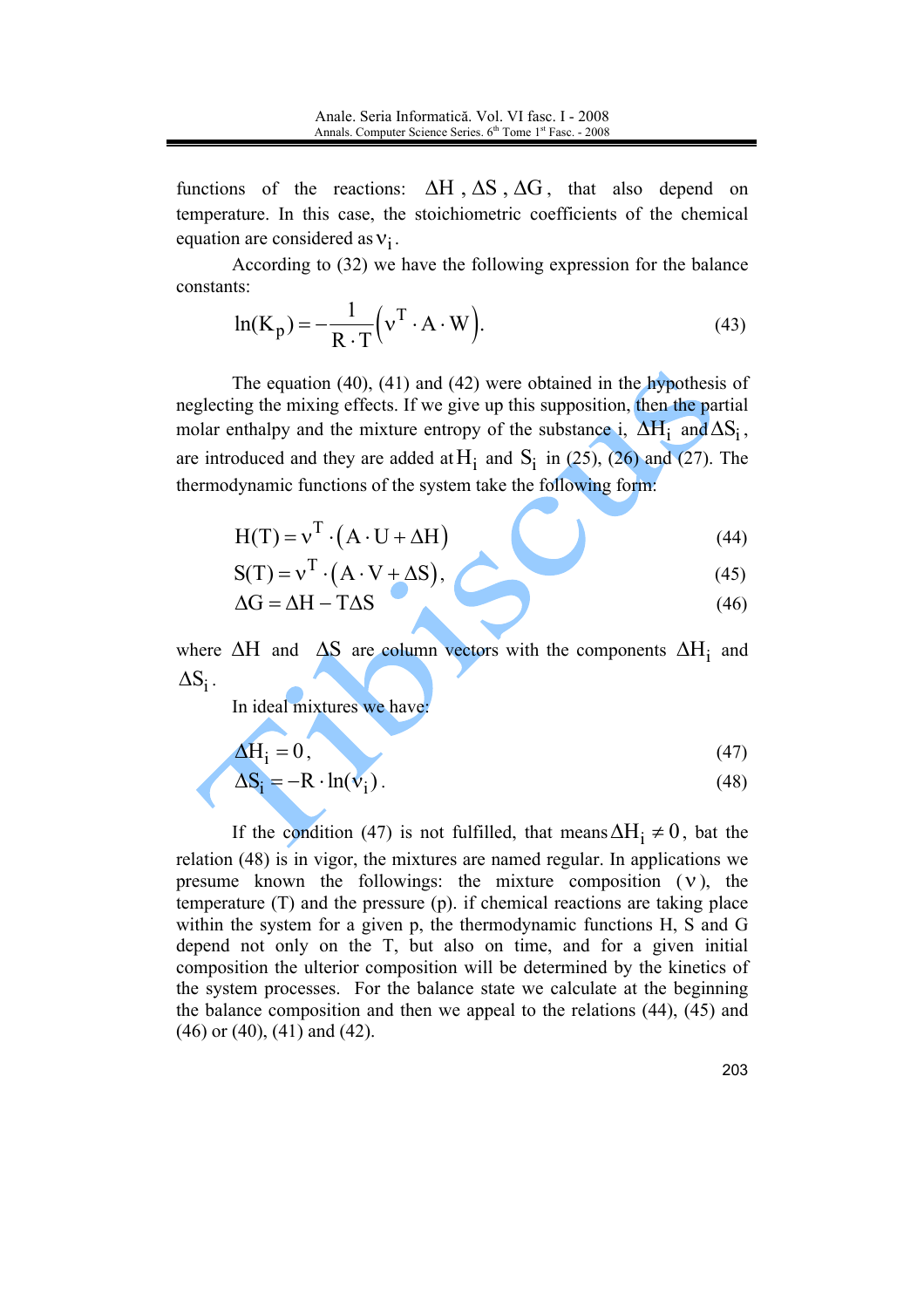functions of the reactions: $\Delta H$ , $\Delta S$ , $\Delta G$ , that also depend on temperature. In this case, the stoichiometric coefficients of the chemical equation are considered as $\nu_i$ .

According to (32) we have the following expression for the balance constants:

$$\ln(K_p) = -\frac{1}{R \cdot T}\left(\nu^T \cdot A \cdot W\right). \tag{43}$$

The equation (40), (41) and (42) were obtained in the hypothesis of neglecting the mixing effects. If we give up this supposition, then the partial molar enthalpy and the mixture entropy of the substance i, $\Delta H_i$ and $\Delta S_i$ , are introduced and they are added at $H_i$ and $S_i$ in (25), (26) and (27). The thermodynamic functions of the system take the following form:

$$H(T) = \nu^T \cdot (A \cdot U + \Delta H) \tag{44}$$

$$S(T) = \nu^T \cdot (A \cdot V + \Delta S), \tag{45}$$

$$\Delta G = \Delta H - T\Delta S \tag{46}$$

where $\Delta H$ and $\Delta S$ are column vectors with the components $\Delta H_i$ and $\Delta S_i$ .

In ideal mixtures we have:

$$\Delta H_i = 0, \tag{47}$$

$$\Delta S_i = -R \cdot \ln(\nu_i). \tag{48}$$

If the condition (47) is not fulfilled, that means $\Delta H_i \neq 0$ , bat the relation (48) is in vigor, the mixtures are named regular. In applications we presume known the followings: the mixture composition ( $\nu$ ), the temperature (T) and the pressure (p). if chemical reactions are taking place within the system for a given p, the thermodynamic functions H, S and G depend not only on the T, but also on time, and for a given initial composition the ulterior composition will be determined by the kinetics of the system processes. For the balance state we calculate at the beginning the balance composition and then we appeal to the relations (44), (45) and (46) or (40), (41) and (42).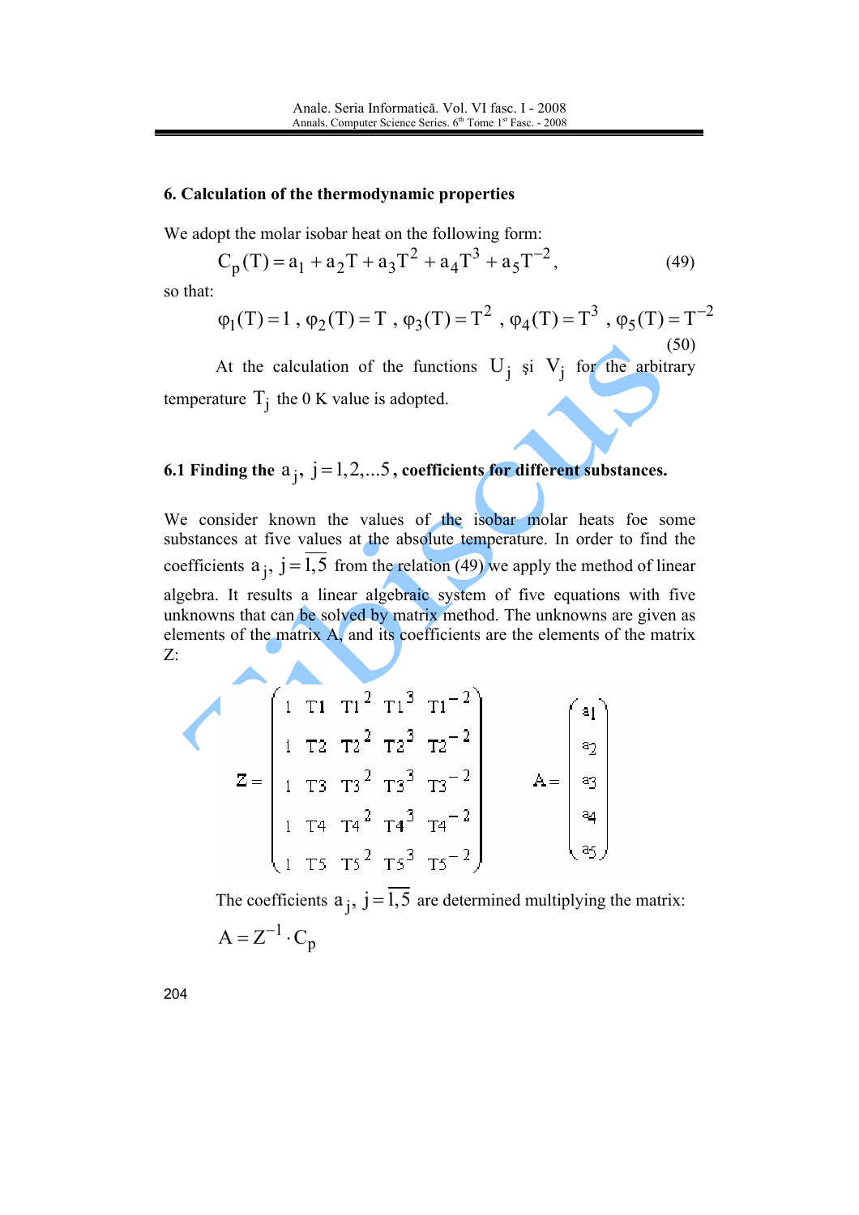## 6. Calculation of the thermodynamic properties

We adopt the molar isobar heat on the following form:

$$C_p(T) = a_1 + a_2 T + a_3 T^2 + a_4 T^3 + a_5 T^{-2}, \tag{49}$$

so that:

$$\varphi_1(T) = 1\ ,\ \varphi_2(T) = T\ ,\ \varphi_3(T) = T^2\ ,\ \varphi_4(T) = T^3\ ,\ \varphi_5(T) = T^{-2} \tag{50}$$

At the calculation of the functions $U_j$ şi $V_j$ for the arbitrary temperature $T_j$ the 0 K value is adopted.

### 6.1 Finding the $a_j,\ j = 1, 2, \ldots 5$, coefficients for different substances.

We consider known the values of the isobar molar heats foe some substances at five values at the absolute temperature. In order to find the coefficients $a_j,\ j = \overline{1,5}$ from the relation (49) we apply the method of linear algebra. It results a linear algebraic system of five equations with five unknowns that can be solved by matrix method. The unknowns are given as elements of the matrix A, and its coefficients are the elements of the matrix Z:

$$Z = \begin{pmatrix} 1 & T1 & T1^2 & T1^3 & T1^{-2} \\ 1 & T2 & T2^2 & T2^3 & T2^{-2} \\ 1 & T3 & T3^2 & T3^3 & T3^{-2} \\ 1 & T4 & T4^2 & T4^3 & T4^{-2} \\ 1 & T5 & T5^2 & T5^3 & T5^{-2} \end{pmatrix} \qquad A = \begin{pmatrix} a_1 \\ a_2 \\ a_3 \\ a_4 \\ a_5 \end{pmatrix}$$

The coefficients $a_j,\ j = \overline{1,5}$ are determined multiplying the matrix:

$$A = Z^{-1} \cdot C_p$$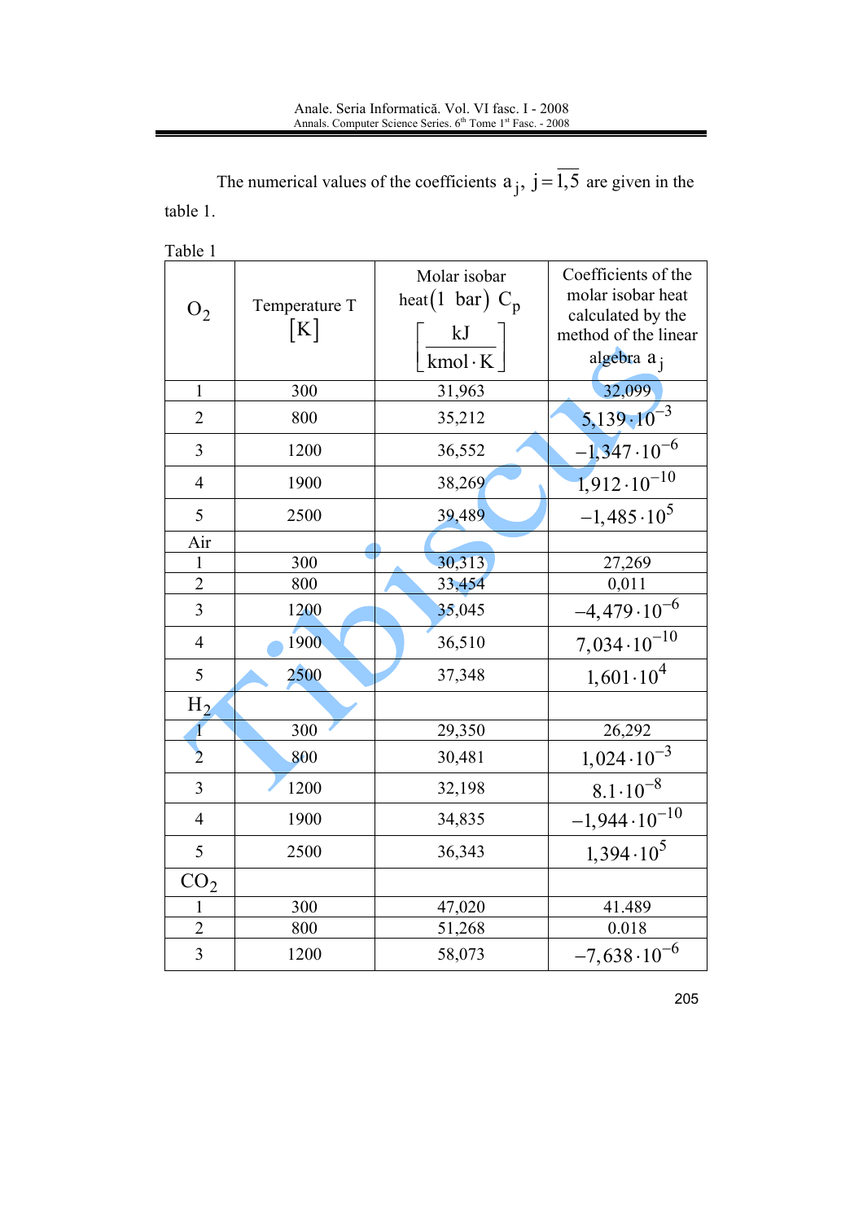The numerical values of the coefficients $a_j$, $j=\overline{1,5}$ are given in the table 1.

Table 1

| $O_2$ | Temperature T $[K]$ | Molar isobar heat$(1\ \text{bar})$ $C_p$ $\left[\frac{kJ}{kmol \cdot K}\right]$ | Coefficients of the molar isobar heat calculated by the method of the linear algebra $a_j$ |
|---|---|---|---|
| 1 | 300 | 31,963 | 32,099 |
| 2 | 800 | 35,212 | $5{,}139 \cdot 10^{-3}$ |
| 3 | 1200 | 36,552 | $-1{,}347 \cdot 10^{-6}$ |
| 4 | 1900 | 38,269 | $1{,}912 \cdot 10^{-10}$ |
| 5 | 2500 | 39,489 | $-1{,}485 \cdot 10^{5}$ |
| Air | | | |
| 1 | 300 | 30,313 | 27,269 |
| 2 | 800 | 33,454 | 0,011 |
| 3 | 1200 | 35,045 | $-4{,}479 \cdot 10^{-6}$ |
| 4 | 1900 | 36,510 | $7{,}034 \cdot 10^{-10}$ |
| 5 | 2500 | 37,348 | $1{,}601 \cdot 10^{4}$ |
| $H_2$ | | | |
| 1 | 300 | 29,350 | 26,292 |
| 2 | 800 | 30,481 | $1{,}024 \cdot 10^{-3}$ |
| 3 | 1200 | 32,198 | $8.1 \cdot 10^{-8}$ |
| 4 | 1900 | 34,835 | $-1{,}944 \cdot 10^{-10}$ |
| 5 | 2500 | 36,343 | $1{,}394 \cdot 10^{5}$ |
| $CO_2$ | | | |
| 1 | 300 | 47,020 | 41.489 |
| 2 | 800 | 51,268 | 0.018 |
| 3 | 1200 | 58,073 | $-7{,}638 \cdot 10^{-6}$ |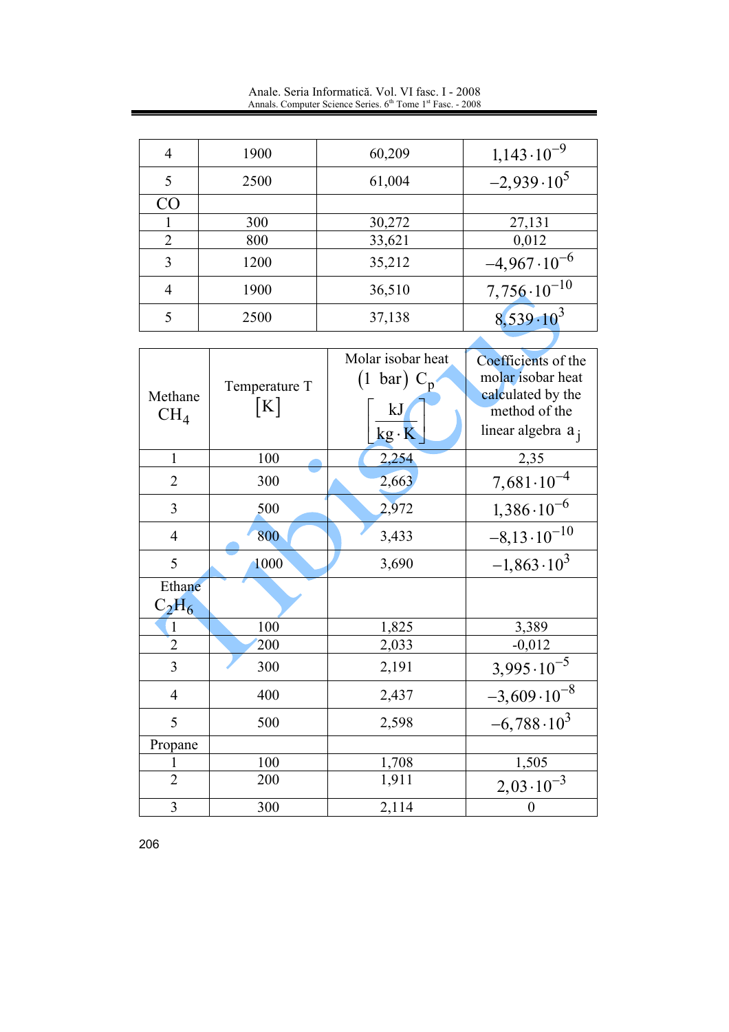| | | | |
|---|---|---|---|
| 4 | 1900 | 60,209 | $1{,}143 \cdot 10^{-9}$ |
| 5 | 2500 | 61,004 | $-2{,}939 \cdot 10^{5}$ |
| CO | | | |
| 1 | 300 | 30,272 | 27,131 |
| 2 | 800 | 33,621 | 0,012 |
| 3 | 1200 | 35,212 | $-4{,}967 \cdot 10^{-6}$ |
| 4 | 1900 | 36,510 | $7{,}756 \cdot 10^{-10}$ |
| 5 | 2500 | 37,138 | $8{,}539 \cdot 10^{3}$ |

| Methane $CH_4$ | Temperature T $[K]$ | Molar isobar heat $(1\ \text{bar})\ C_p$ $\left[\frac{kJ}{kg \cdot K}\right]$ | Coefficients of the molar isobar heat calculated by the method of the linear algebra $a_j$ |
|---|---|---|---|
| 1 | 100 | 2,254 | 2,35 |
| 2 | 300 | 2,663 | $7{,}681 \cdot 10^{-4}$ |
| 3 | 500 | 2,972 | $1{,}386 \cdot 10^{-6}$ |
| 4 | 800 | 3,433 | $-8{,}13 \cdot 10^{-10}$ |
| 5 | 1000 | 3,690 | $-1{,}863 \cdot 10^{3}$ |
| Ethane $C_2H_6$ | | | |
| 1 | 100 | 1,825 | 3,389 |
| 2 | 200 | 2,033 | -0,012 |
| 3 | 300 | 2,191 | $3{,}995 \cdot 10^{-5}$ |
| 4 | 400 | 2,437 | $-3{,}609 \cdot 10^{-8}$ |
| 5 | 500 | 2,598 | $-6{,}788 \cdot 10^{3}$ |
| Propane | | | |
| 1 | 100 | 1,708 | 1,505 |
| 2 | 200 | 1,911 | $2{,}03 \cdot 10^{-3}$ |
| 3 | 300 | 2,114 | 0 |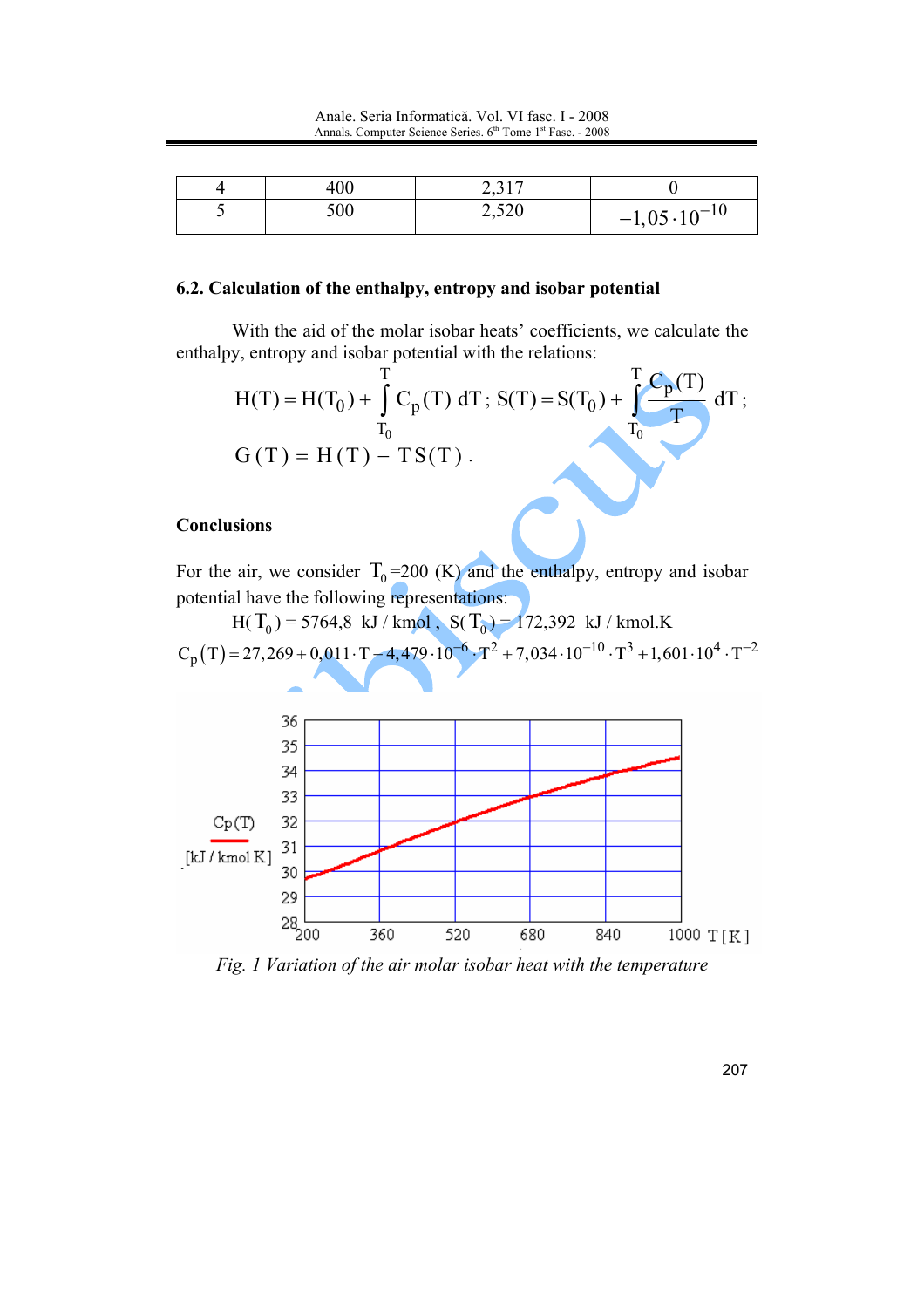| 4 | 400 | 2,317 | 0 |
|---|---|---|---|
| 5 | 500 | 2,520 | $-1{,}05\cdot 10^{-10}$ |

### 6.2. Calculation of the enthalpy, entropy and isobar potential

With the aid of the molar isobar heats' coefficients, we calculate the enthalpy, entropy and isobar potential with the relations:

$$H(T) = H(T_0) + \int_{T_0}^{T} C_p(T)\, dT \, ; \; S(T) = S(T_0) + \int_{T_0}^{T} \frac{C_p(T)}{T}\, dT \, ;$$

$$G(T) = H(T) - T\,S(T) \, .$$

### Conclusions

For the air, we consider $T_0$=200 (K) and the enthalpy, entropy and isobar potential have the following representations:

$H(T_0) = 5764{,}8$ kJ / kmol , $S(T_0) = 172{,}392$ kJ / kmol.K

$$C_p(T) = 27{,}269 + 0{,}011\cdot T - 4{,}479\cdot 10^{-6}\cdot T^2 + 7{,}034\cdot 10^{-10}\cdot T^3 + 1{,}601\cdot 10^{4}\cdot T^{-2}$$

*Fig. 1 Variation of the air molar isobar heat with the temperature*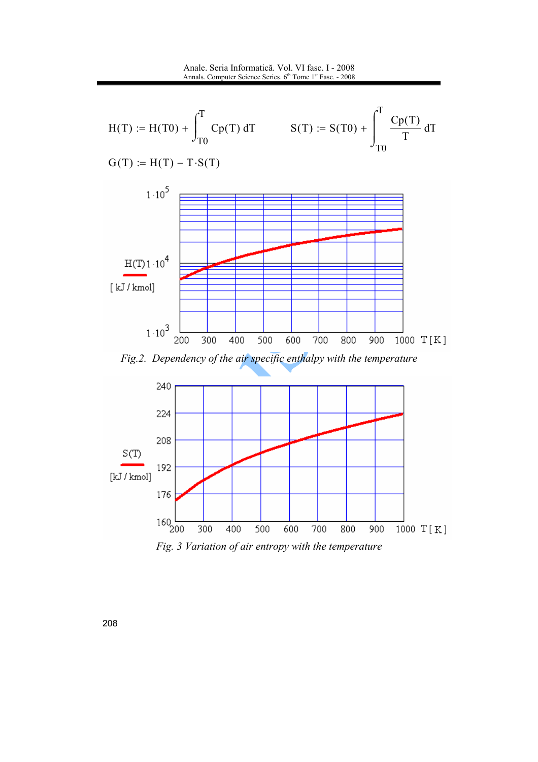$$H(T) := H(T0) + \int_{T0}^{T} Cp(T)\, dT \qquad S(T) := S(T0) + \int_{T0}^{T} \frac{Cp(T)}{T}\, dT$$

$$G(T) := H(T) - T \cdot S(T)$$

*Fig.2. Dependency of the air specific enthalpy with the temperature*

*Fig. 3 Variation of air entropy with the temperature*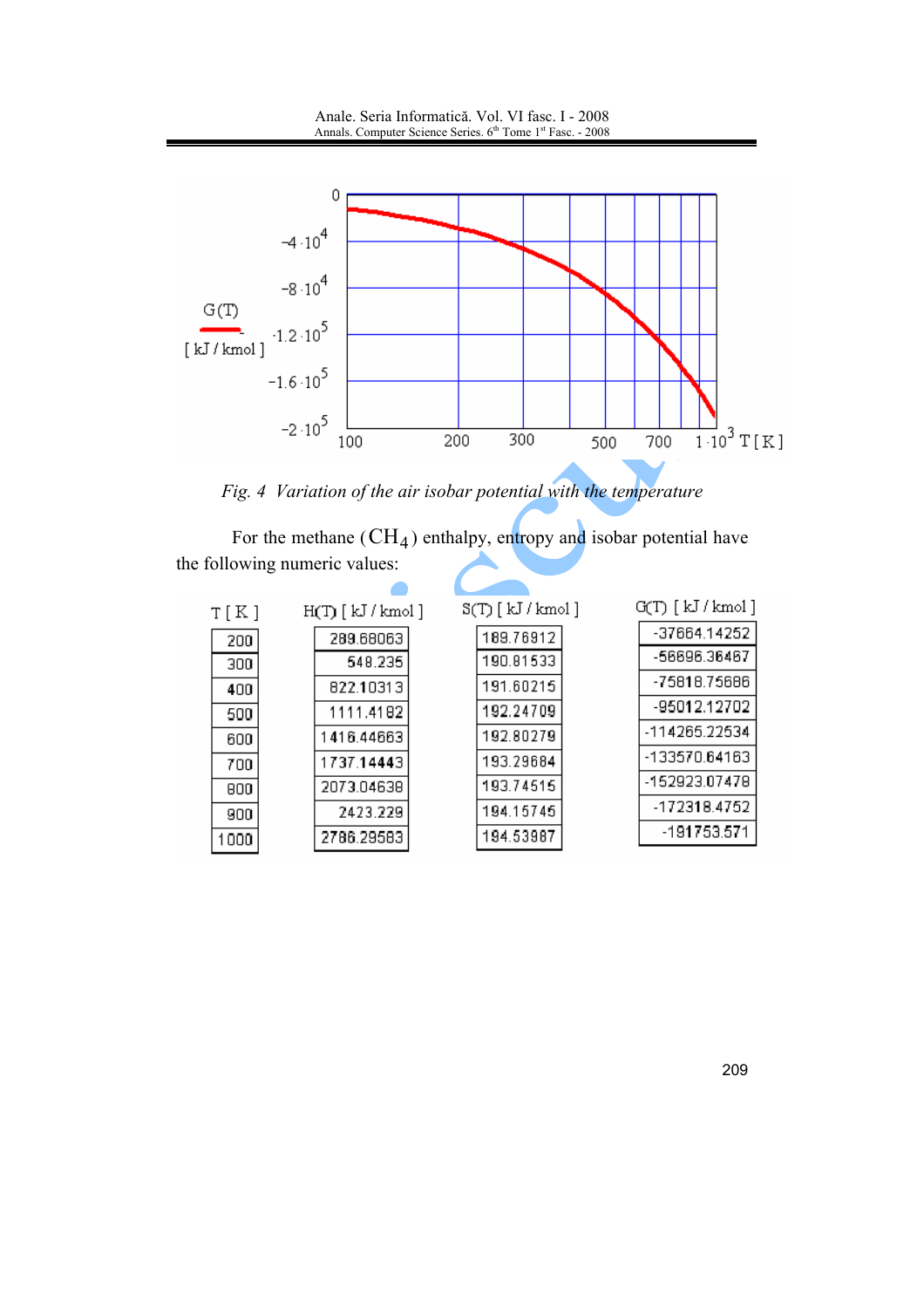*Fig. 4 Variation of the air isobar potential with the temperature*

For the methane ($CH_4$) enthalpy, entropy and isobar potential have the following numeric values:

| T [ K ] | H(T) [ kJ / kmol ] | S(T) [ kJ / kmol ] | G(T) [ kJ / kmol ] |
|---|---|---|---|
| 200 | 289.68063 | 189.76912 | -37664.14252 |
| 300 | 548.235 | 190.81533 | -56696.36467 |
| 400 | 822.10313 | 191.60215 | -75818.75686 |
| 500 | 1111.4182 | 192.24709 | -95012.12702 |
| 600 | 1416.44663 | 192.80279 | -114265.22534 |
| 700 | 1737.14443 | 193.29684 | -133570.64163 |
| 800 | 2073.04638 | 193.74515 | -152923.07478 |
| 900 | 2423.229 | 194.15745 | -172318.4752 |
| 1000 | 2786.29583 | 194.53987 | -191753.571 |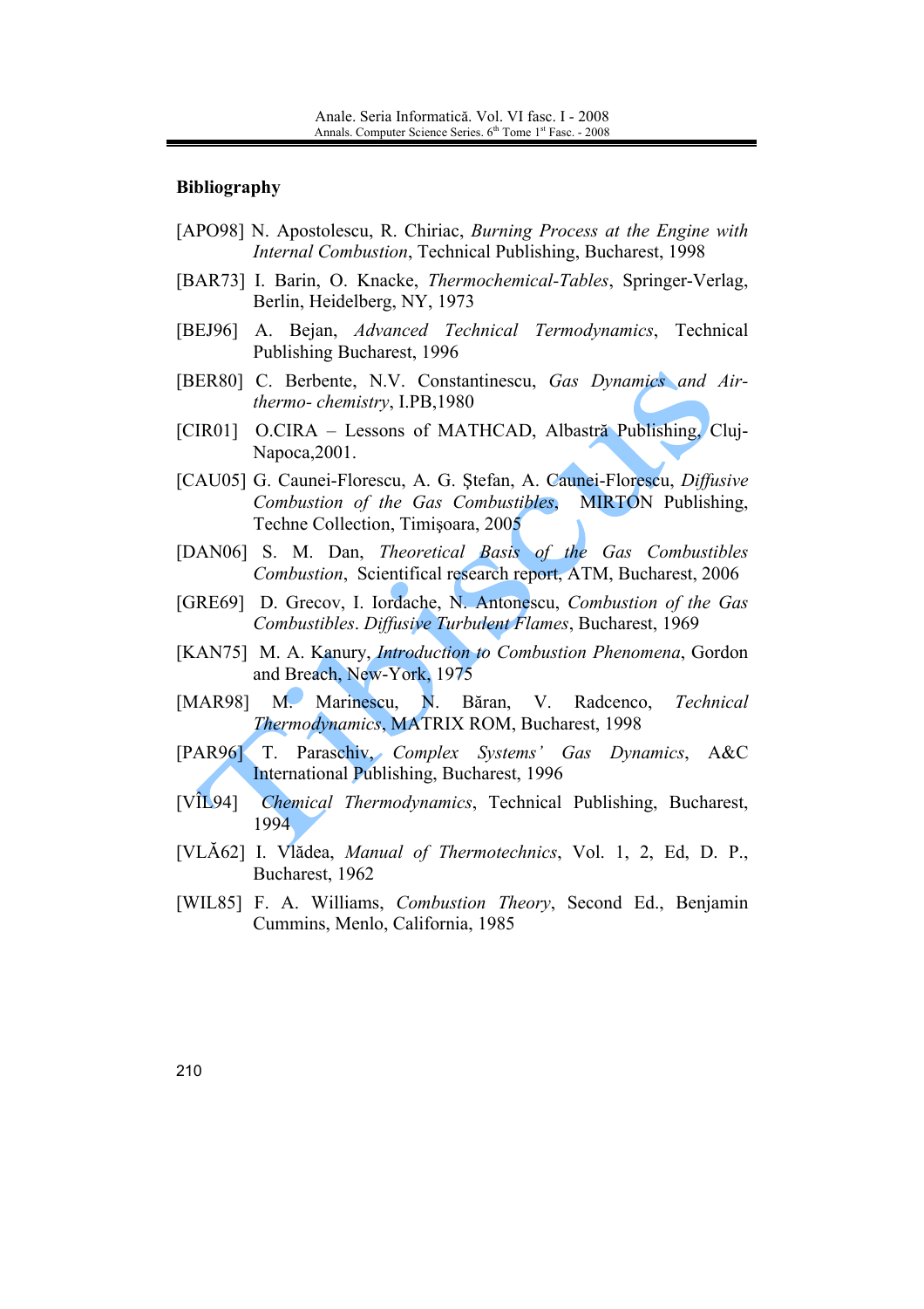## Bibliography

[APO98] N. Apostolescu, R. Chiriac, *Burning Process at the Engine with Internal Combustion*, Technical Publishing, Bucharest, 1998

[BAR73] I. Barin, O. Knacke, *Thermochemical-Tables*, Springer-Verlag, Berlin, Heidelberg, NY, 1973

[BEJ96] A. Bejan, *Advanced Technical Termodynamics*, Technical Publishing Bucharest, 1996

[BER80] C. Berbente, N.V. Constantinescu, *Gas Dynamics and Air-thermo- chemistry*, I.PB,1980

[CIR01] O.CIRA – Lessons of MATHCAD, Albastră Publishing, Cluj-Napoca,2001.

[CAU05] G. Caunei-Florescu, A. G. Ştefan, A. Caunei-Florescu, *Diffusive Combustion of the Gas Combustibles*, MIRTON Publishing, Techne Collection, Timişoara, 2005

[DAN06] S. M. Dan, *Theoretical Basis of the Gas Combustibles Combustion*, Scientifical research report, ATM, Bucharest, 2006

[GRE69] D. Grecov, I. Iordache, N. Antonescu, *Combustion of the Gas Combustibles*. *Diffusive Turbulent Flames*, Bucharest, 1969

[KAN75] M. A. Kanury, *Introduction to Combustion Phenomena*, Gordon and Breach, New-York, 1975

[MAR98] M. Marinescu, N. Băran, V. Radcenco, *Technical Thermodynamics*, MATRIX ROM, Bucharest, 1998

[PAR96] T. Paraschiv, *Complex Systems' Gas Dynamics*, A&C International Publishing, Bucharest, 1996

[VÎL94] *Chemical Thermodynamics*, Technical Publishing, Bucharest, 1994

[VLĂ62] I. Vlădea, *Manual of Thermotechnics*, Vol. 1, 2, Ed, D. P., Bucharest, 1962

[WIL85] F. A. Williams, *Combustion Theory*, Second Ed., Benjamin Cummins, Menlo, California, 1985